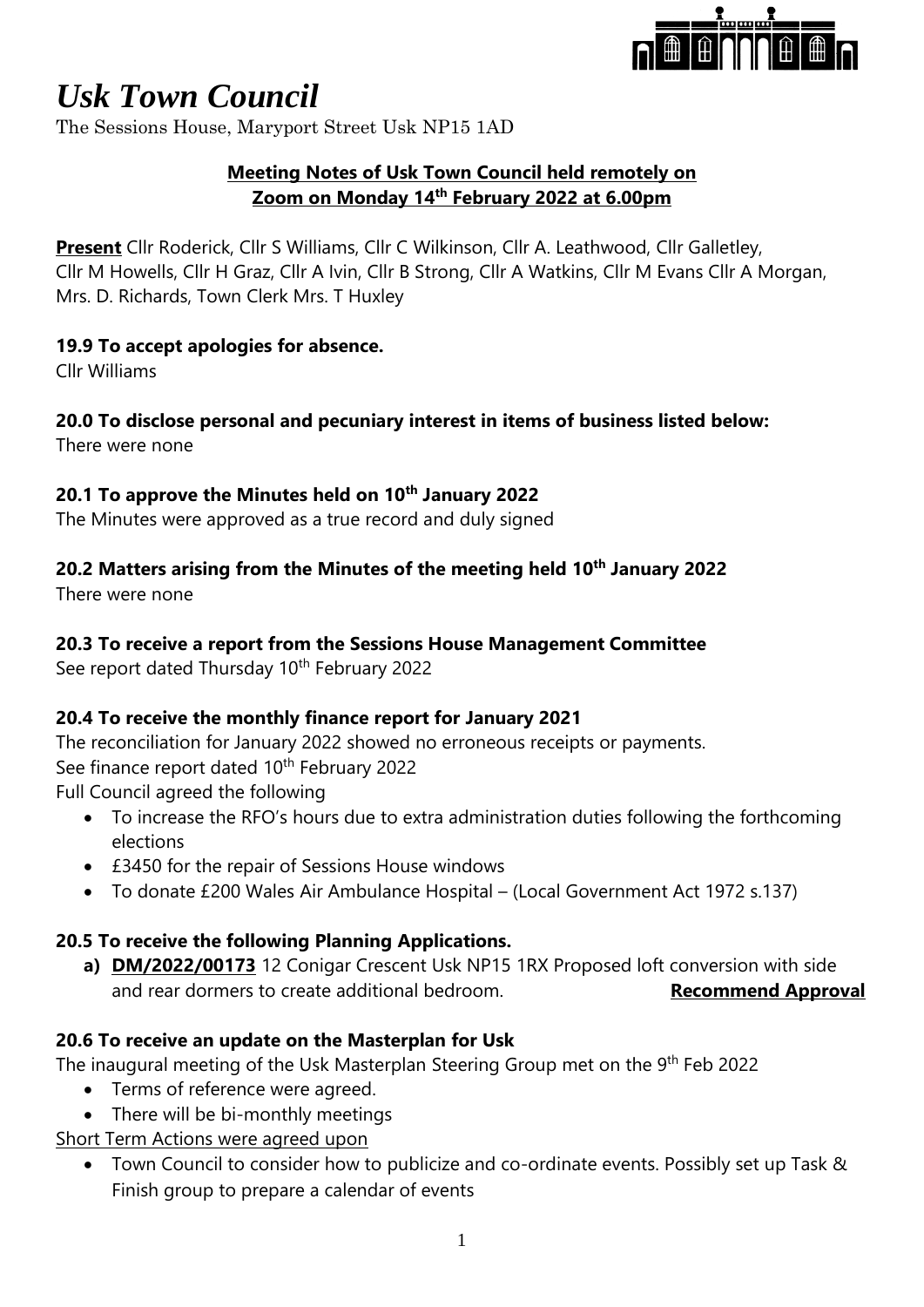# *Usk Town Council*

The Sessions House, Maryport Street Usk NP15 1AD

**Meeting Notes of Usk Town Council held remotely on Zoom on Monday 14th February 2022 at 6.00pm**

**Present** Cllr Roderick, Cllr S Williams, Cllr C Wilkinson, Cllr A. Leathwood, Cllr Galletley, Cllr M Howells, Cllr H Graz, Cllr A Ivin, Cllr B Strong, Cllr A Watkins, Cllr M Evans Cllr A Morgan, Mrs. D. Richards, Town Clerk Mrs. T Huxley

### 19.9 To accept apologies for absence.

Cllr Williams

### 20.0 To disclose personal and pecuniary interest in items of business listed below:

There were none

### 20.1 To approve the Minutes held on 10th January 2022

The Minutes were approved as a true record and duly signed

### 20.2 Matters arising from the Minutes of the meeting held 10th January 2022

There were none

### 20.3 To receive a report from the Sessions House Management Committee

See report dated Thursday 10th February 2022

### 20.4 To receive the monthly finance report for January 2021

The reconciliation for January 2022 showed no erroneous receipts or payments.
See finance report dated 10th February 2022
Full Council agreed the following

- To increase the RFO's hours due to extra administration duties following the forthcoming elections
- £3450 for the repair of Sessions House windows
- To donate £200 Wales Air Ambulance Hospital – (Local Government Act 1972 s.137)

### 20.5 To receive the following Planning Applications.

a) **DM/2022/00173** 12 Conigar Crescent Usk NP15 1RX Proposed loft conversion with side and rear dormers to create additional bedroom. **Recommend Approval**

### 20.6 To receive an update on the Masterplan for Usk

The inaugural meeting of the Usk Masterplan Steering Group met on the 9th Feb 2022

- Terms of reference were agreed.
- There will be bi-monthly meetings

Short Term Actions were agreed upon

- Town Council to consider how to publicize and co-ordinate events. Possibly set up Task & Finish group to prepare a calendar of events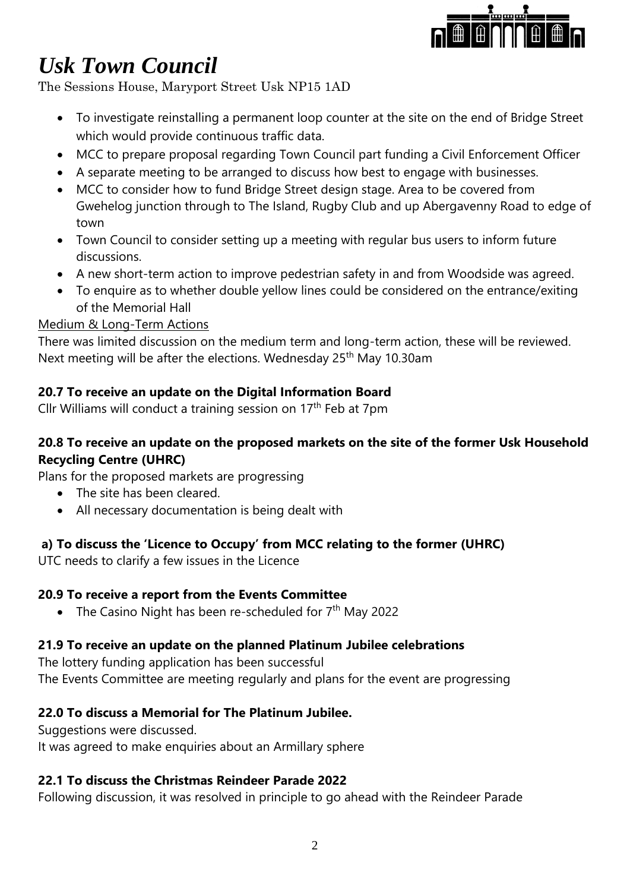# *Usk Town Council*

The Sessions House, Maryport Street Usk NP15 1AD

- To investigate reinstalling a permanent loop counter at the site on the end of Bridge Street which would provide continuous traffic data.
- MCC to prepare proposal regarding Town Council part funding a Civil Enforcement Officer
- A separate meeting to be arranged to discuss how best to engage with businesses.
- MCC to consider how to fund Bridge Street design stage. Area to be covered from Gwehelog junction through to The Island, Rugby Club and up Abergavenny Road to edge of town
- Town Council to consider setting up a meeting with regular bus users to inform future discussions.
- A new short-term action to improve pedestrian safety in and from Woodside was agreed.
- To enquire as to whether double yellow lines could be considered on the entrance/exiting of the Memorial Hall

<u>Medium & Long-Term Actions</u>

There was limited discussion on the medium term and long-term action, these will be reviewed.
Next meeting will be after the elections. Wednesday 25th May 10.30am

**20.7 To receive an update on the Digital Information Board**

Cllr Williams will conduct a training session on 17th Feb at 7pm

**20.8 To receive an update on the proposed markets on the site of the former Usk Household Recycling Centre (UHRC)**

Plans for the proposed markets are progressing

- The site has been cleared.
- All necessary documentation is being dealt with

**a) To discuss the 'Licence to Occupy' from MCC relating to the former (UHRC)**

UTC needs to clarify a few issues in the Licence

**20.9 To receive a report from the Events Committee**

- The Casino Night has been re-scheduled for 7th May 2022

**21.9 To receive an update on the planned Platinum Jubilee celebrations**

The lottery funding application has been successful
The Events Committee are meeting regularly and plans for the event are progressing

**22.0 To discuss a Memorial for The Platinum Jubilee.**

Suggestions were discussed.
It was agreed to make enquiries about an Armillary sphere

**22.1 To discuss the Christmas Reindeer Parade 2022**

Following discussion, it was resolved in principle to go ahead with the Reindeer Parade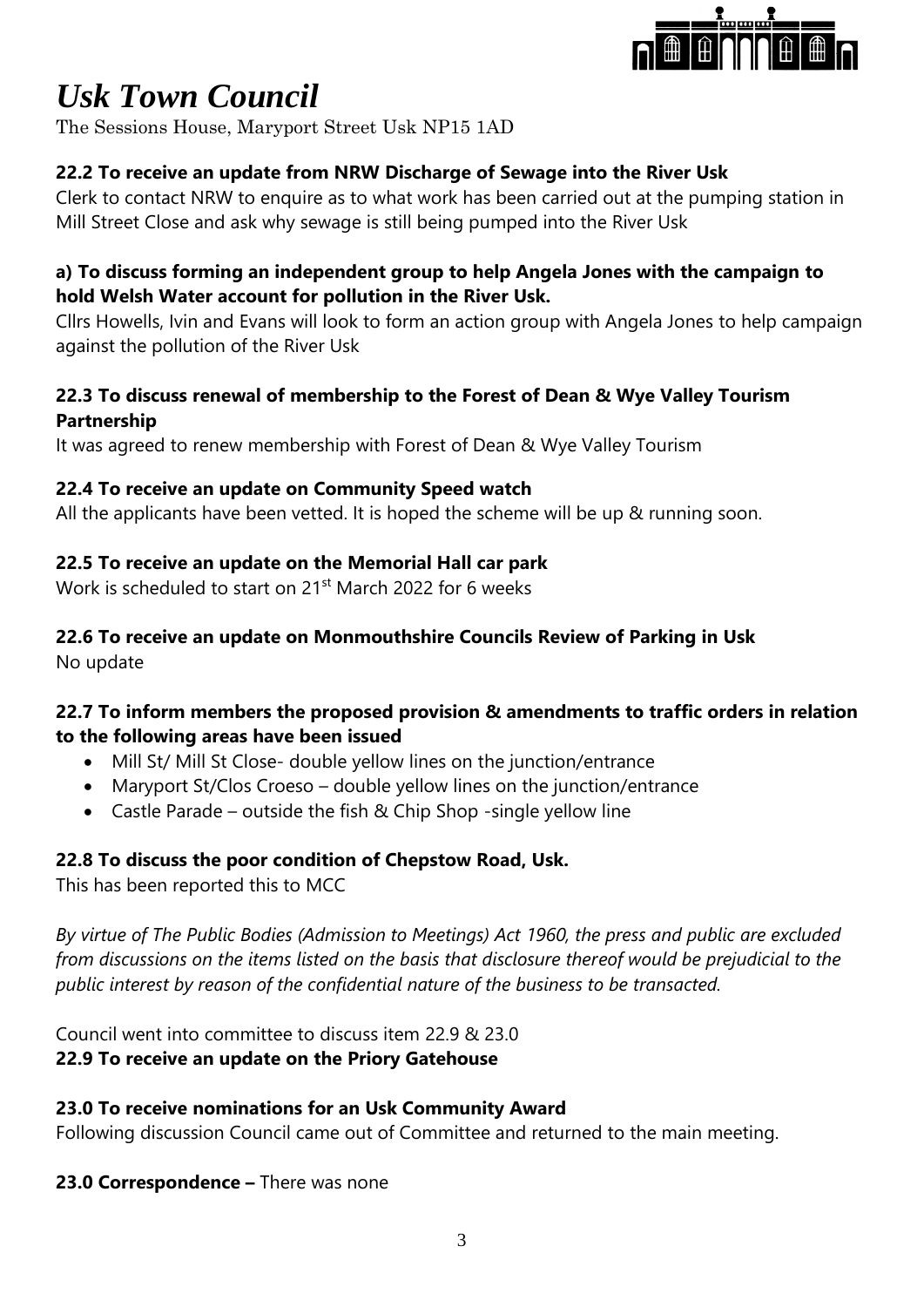# *Usk Town Council*

The Sessions House, Maryport Street Usk NP15 1AD

**22.2 To receive an update from NRW Discharge of Sewage into the River Usk**

Clerk to contact NRW to enquire as to what work has been carried out at the pumping station in Mill Street Close and ask why sewage is still being pumped into the River Usk

**a) To discuss forming an independent group to help Angela Jones with the campaign to hold Welsh Water account for pollution in the River Usk.**

Cllrs Howells, Ivin and Evans will look to form an action group with Angela Jones to help campaign against the pollution of the River Usk

**22.3 To discuss renewal of membership to the Forest of Dean & Wye Valley Tourism Partnership**

It was agreed to renew membership with Forest of Dean & Wye Valley Tourism

**22.4 To receive an update on Community Speed watch**

All the applicants have been vetted. It is hoped the scheme will be up & running soon.

**22.5 To receive an update on the Memorial Hall car park**

Work is scheduled to start on 21st March 2022 for 6 weeks

**22.6 To receive an update on Monmouthshire Councils Review of Parking in Usk**

No update

**22.7 To inform members the proposed provision & amendments to traffic orders in relation to the following areas have been issued**

- Mill St/ Mill St Close- double yellow lines on the junction/entrance
- Maryport St/Clos Croeso – double yellow lines on the junction/entrance
- Castle Parade – outside the fish & Chip Shop -single yellow line

**22.8 To discuss the poor condition of Chepstow Road, Usk.**

This has been reported this to MCC

*By virtue of The Public Bodies (Admission to Meetings) Act 1960, the press and public are excluded from discussions on the items listed on the basis that disclosure thereof would be prejudicial to the public interest by reason of the confidential nature of the business to be transacted.*

Council went into committee to discuss item 22.9 & 23.0

**22.9 To receive an update on the Priory Gatehouse**

**23.0 To receive nominations for an Usk Community Award**

Following discussion Council came out of Committee and returned to the main meeting.

**23.0 Correspondence –** There was none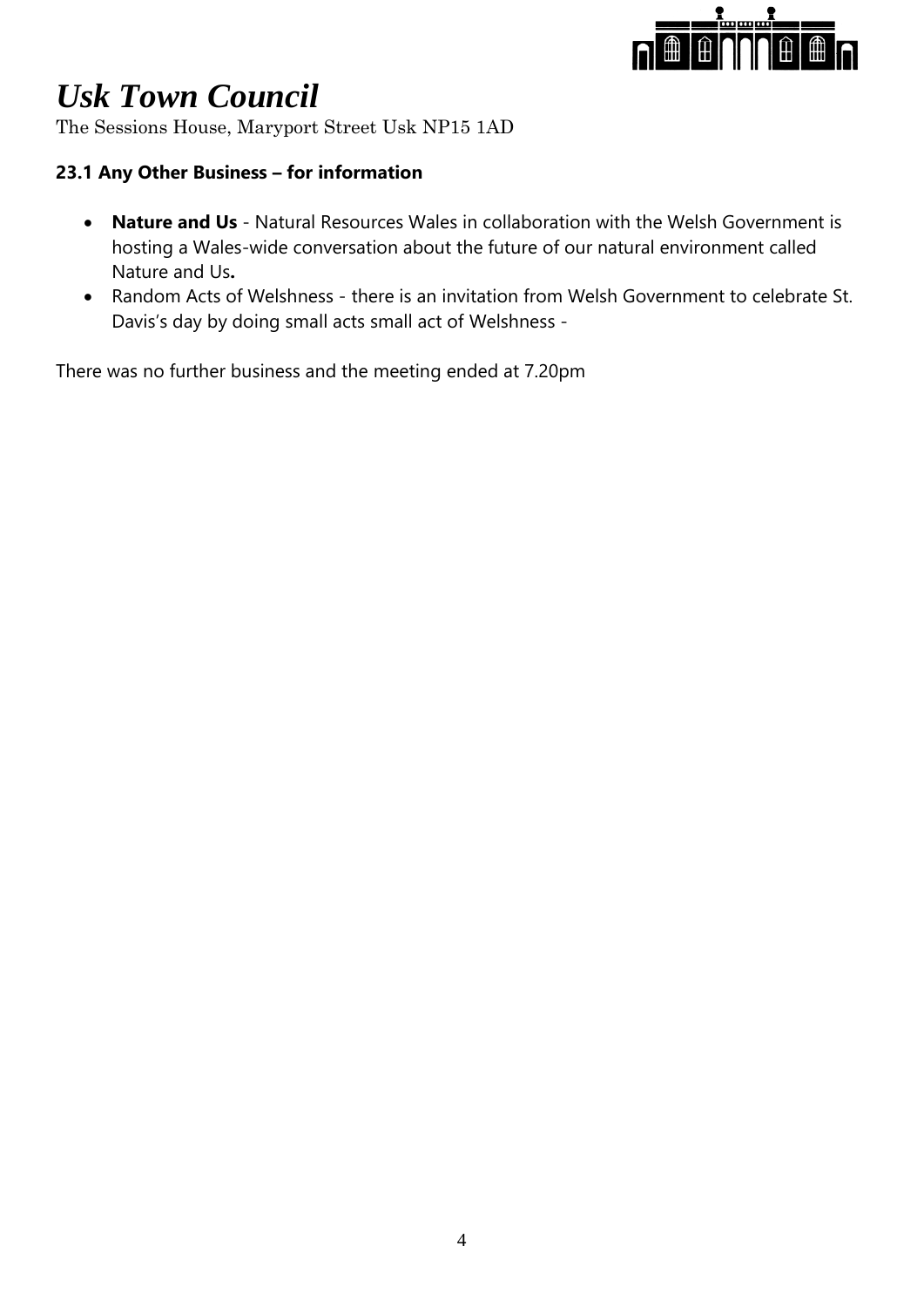# *Usk Town Council*

The Sessions House, Maryport Street Usk NP15 1AD

**23.1 Any Other Business – for information**

- **Nature and Us** - Natural Resources Wales in collaboration with the Welsh Government is hosting a Wales-wide conversation about the future of our natural environment called Nature and Us**.**
- Random Acts of Welshness - there is an invitation from Welsh Government to celebrate St. Davis's day by doing small acts small act of Welshness -

There was no further business and the meeting ended at 7.20pm